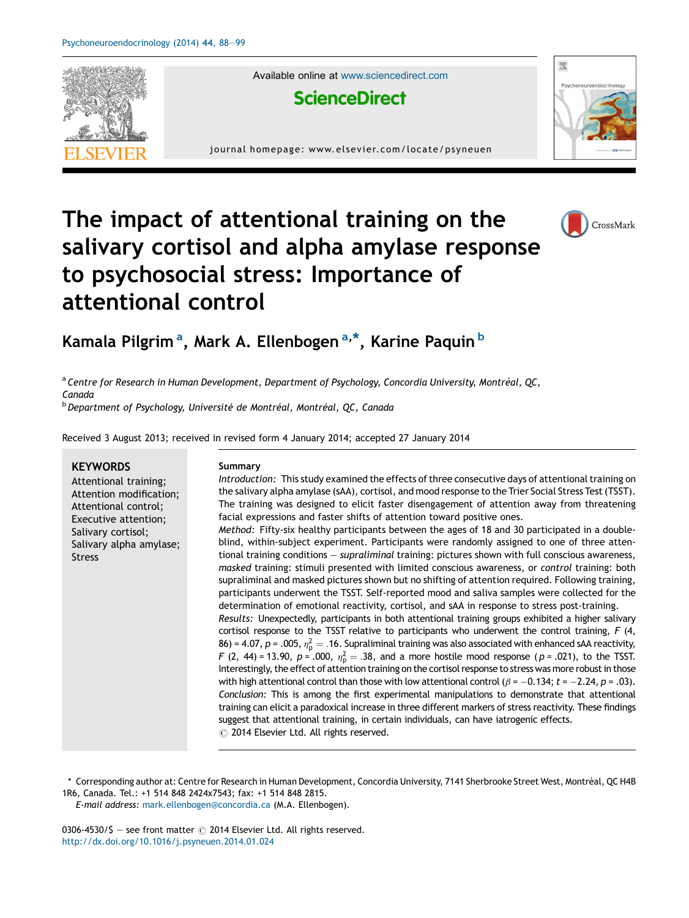# The impact of attentional training on the salivary cortisol and alpha amylase response to psychosocial stress: Importance of attentional control

Kamala Pilgrim [a], Mark A. Ellenbogen [a,*], Karine Paquin [b]

[a] *Centre for Research in Human Development, Department of Psychology, Concordia University, Montréal, QC, Canada*
[b] *Department of Psychology, Université de Montréal, Montréal, QC, Canada*

Received 3 August 2013; received in revised form 4 January 2014; accepted 27 January 2014

**KEYWORDS**
Attentional training;
Attention modification;
Attentional control;
Executive attention;
Salivary cortisol;
Salivary alpha amylase;
Stress

**Summary**

*Introduction:* This study examined the effects of three consecutive days of attentional training on the salivary alpha amylase (sAA), cortisol, and mood response to the Trier Social Stress Test (TSST). The training was designed to elicit faster disengagement of attention away from threatening facial expressions and faster shifts of attention toward positive ones.

*Method:* Fifty-six healthy participants between the ages of 18 and 30 participated in a double-blind, within-subject experiment. Participants were randomly assigned to one of three attentional training conditions — *supraliminal* training: pictures shown with full conscious awareness, *masked* training: stimuli presented with limited conscious awareness, or *control* training: both supraliminal and masked pictures shown but no shifting of attention required. Following training, participants underwent the TSST. Self-reported mood and saliva samples were collected for the determination of emotional reactivity, cortisol, and sAA in response to stress post-training.

*Results:* Unexpectedly, participants in both attentional training groups exhibited a higher salivary cortisol response to the TSST relative to participants who underwent the control training, $F(4, 86) = 4.07$, $p = .005$, $\eta_p^2 = .16$. Supraliminal training was also associated with enhanced sAA reactivity, $F(2, 44) = 13.90$, $p = .000$, $\eta_p^2 = .38$, and a more hostile mood response ($p = .021$), to the TSST. Interestingly, the effect of attention training on the cortisol response to stress was more robust in those with high attentional control than those with low attentional control ($\beta = -0.134$; $t = -2.24$, $p = .03$).

*Conclusion:* This is among the first experimental manipulations to demonstrate that attentional training can elicit a paradoxical increase in three different markers of stress reactivity. These findings suggest that attentional training, in certain individuals, can have iatrogenic effects.

© 2014 Elsevier Ltd. All rights reserved.

\* Corresponding author at: Centre for Research in Human Development, Concordia University, 7141 Sherbrooke Street West, Montréal, QC H4B 1R6, Canada. Tel.: +1 514 848 2424x7543; fax: +1 514 848 2815.
*E-mail address:* mark.ellenbogen@concordia.ca (M.A. Ellenbogen).

0306-4530/$ — see front matter © 2014 Elsevier Ltd. All rights reserved.
http://dx.doi.org/10.1016/j.psyneuen.2014.01.024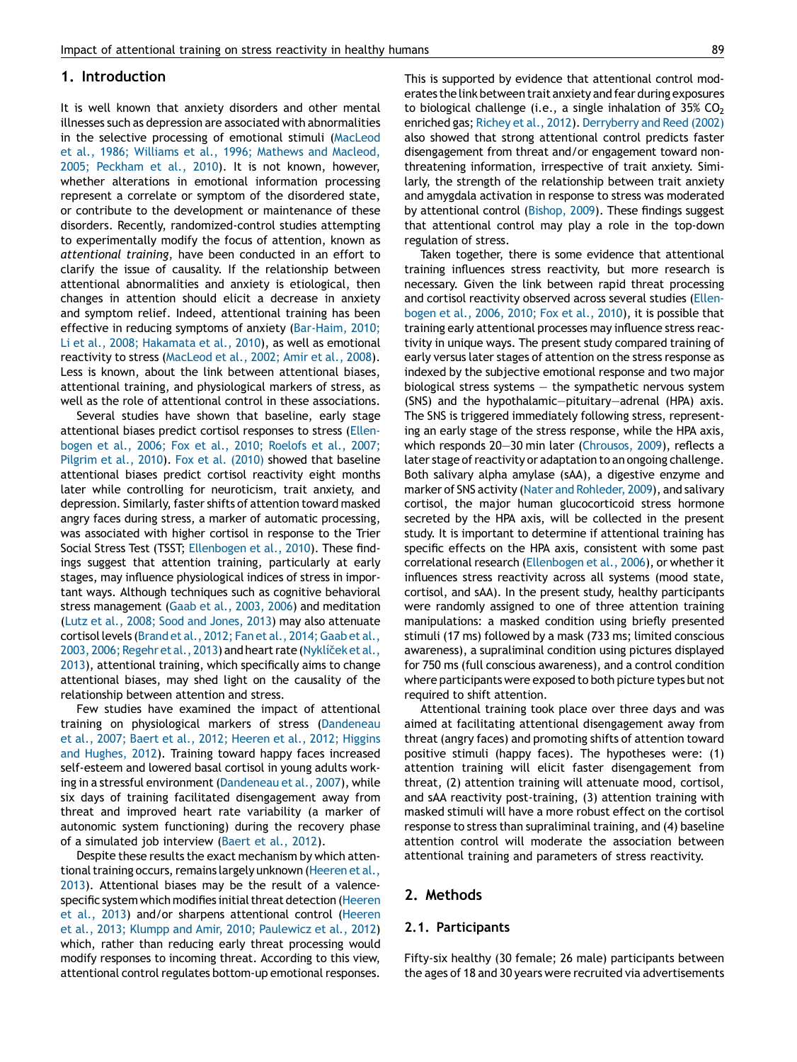## 1. Introduction

It is well known that anxiety disorders and other mental illnesses such as depression are associated with abnormalities in the selective processing of emotional stimuli (MacLeod et al., 1986; Williams et al., 1996; Mathews and Macleod, 2005; Peckham et al., 2010). It is not known, however, whether alterations in emotional information processing represent a correlate or symptom of the disordered state, or contribute to the development or maintenance of these disorders. Recently, randomized-control studies attempting to experimentally modify the focus of attention, known as *attentional training*, have been conducted in an effort to clarify the issue of causality. If the relationship between attentional abnormalities and anxiety is etiological, then changes in attention should elicit a decrease in anxiety and symptom relief. Indeed, attentional training has been effective in reducing symptoms of anxiety (Bar-Haim, 2010; Li et al., 2008; Hakamata et al., 2010), as well as emotional reactivity to stress (MacLeod et al., 2002; Amir et al., 2008). Less is known, about the link between attentional biases, attentional training, and physiological markers of stress, as well as the role of attentional control in these associations.

Several studies have shown that baseline, early stage attentional biases predict cortisol responses to stress (Ellenbogen et al., 2006; Fox et al., 2010; Roelofs et al., 2007; Pilgrim et al., 2010). Fox et al. (2010) showed that baseline attentional biases predict cortisol reactivity eight months later while controlling for neuroticism, trait anxiety, and depression. Similarly, faster shifts of attention toward masked angry faces during stress, a marker of automatic processing, was associated with higher cortisol in response to the Trier Social Stress Test (TSST; Ellenbogen et al., 2010). These findings suggest that attention training, particularly at early stages, may influence physiological indices of stress in important ways. Although techniques such as cognitive behavioral stress management (Gaab et al., 2003, 2006) and meditation (Lutz et al., 2008; Sood and Jones, 2013) may also attenuate cortisol levels (Brand et al., 2012; Fan et al., 2014; Gaab et al., 2003, 2006; Regehr et al., 2013) and heart rate (Nyklíček et al., 2013), attentional training, which specifically aims to change attentional biases, may shed light on the causality of the relationship between attention and stress.

Few studies have examined the impact of attentional training on physiological markers of stress (Dandeneau et al., 2007; Baert et al., 2012; Heeren et al., 2012; Higgins and Hughes, 2012). Training toward happy faces increased self-esteem and lowered basal cortisol in young adults working in a stressful environment (Dandeneau et al., 2007), while six days of training facilitated disengagement away from threat and improved heart rate variability (a marker of autonomic system functioning) during the recovery phase of a simulated job interview (Baert et al., 2012).

Despite these results the exact mechanism by which attentional training occurs, remains largely unknown (Heeren et al., 2013). Attentional biases may be the result of a valence-specific system which modifies initial threat detection (Heeren et al., 2013) and/or sharpens attentional control (Heeren et al., 2013; Klumpp and Amir, 2010; Paulewicz et al., 2012) which, rather than reducing early threat processing would modify responses to incoming threat. According to this view, attentional control regulates bottom-up emotional responses. This is supported by evidence that attentional control moderates the link between trait anxiety and fear during exposures to biological challenge (i.e., a single inhalation of 35% $CO_2$ enriched gas; Richey et al., 2012). Derryberry and Reed (2002) also showed that strong attentional control predicts faster disengagement from threat and/or engagement toward non-threatening information, irrespective of trait anxiety. Similarly, the strength of the relationship between trait anxiety and amygdala activation in response to stress was moderated by attentional control (Bishop, 2009). These findings suggest that attentional control may play a role in the top-down regulation of stress.

Taken together, there is some evidence that attentional training influences stress reactivity, but more research is necessary. Given the link between rapid threat processing and cortisol reactivity observed across several studies (Ellenbogen et al., 2006, 2010; Fox et al., 2010), it is possible that training early attentional processes may influence stress reactivity in unique ways. The present study compared training of early versus later stages of attention on the stress response as indexed by the subjective emotional response and two major biological stress systems — the sympathetic nervous system (SNS) and the hypothalamic—pituitary—adrenal (HPA) axis. The SNS is triggered immediately following stress, representing an early stage of the stress response, while the HPA axis, which responds 20—30 min later (Chrousos, 2009), reflects a later stage of reactivity or adaptation to an ongoing challenge. Both salivary alpha amylase (sAA), a digestive enzyme and marker of SNS activity (Nater and Rohleder, 2009), and salivary cortisol, the major human glucocorticoid stress hormone secreted by the HPA axis, will be collected in the present study. It is important to determine if attentional training has specific effects on the HPA axis, consistent with some past correlational research (Ellenbogen et al., 2006), or whether it influences stress reactivity across all systems (mood state, cortisol, and sAA). In the present study, healthy participants were randomly assigned to one of three attention training manipulations: a masked condition using briefly presented stimuli (17 ms) followed by a mask (733 ms; limited conscious awareness), a supraliminal condition using pictures displayed for 750 ms (full conscious awareness), and a control condition where participants were exposed to both picture types but not required to shift attention.

Attentional training took place over three days and was aimed at facilitating attentional disengagement away from threat (angry faces) and promoting shifts of attention toward positive stimuli (happy faces). The hypotheses were: (1) attention training will elicit faster disengagement from threat, (2) attention training will attenuate mood, cortisol, and sAA reactivity post-training, (3) attention training with masked stimuli will have a more robust effect on the cortisol response to stress than supraliminal training, and (4) baseline attention control will moderate the association between attentional training and parameters of stress reactivity.

## 2. Methods

### 2.1. Participants

Fifty-six healthy (30 female; 26 male) participants between the ages of 18 and 30 years were recruited via advertisements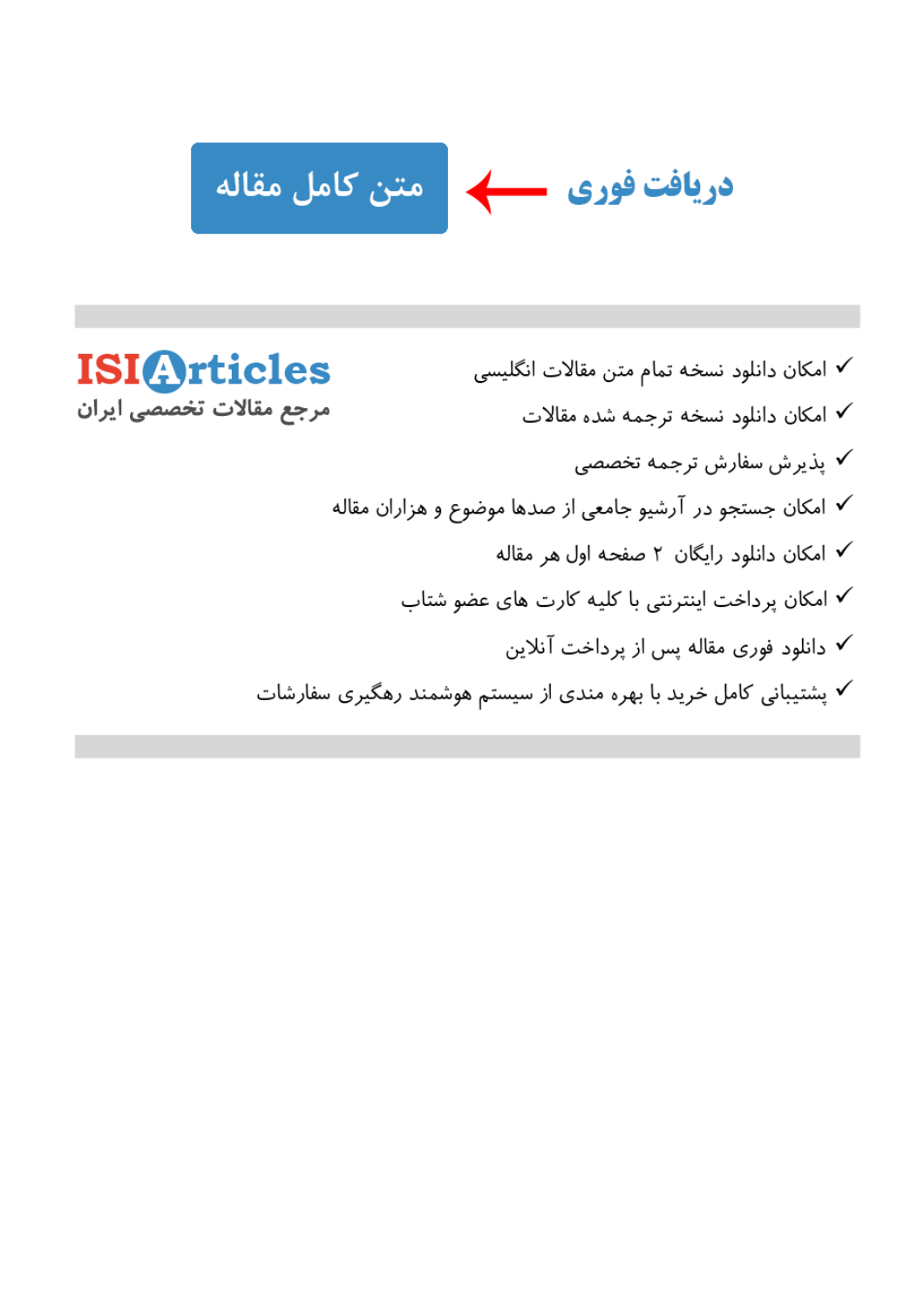دریافت فوری ← **متن کامل مقاله**

---

**ISIArticles**

مرجع مقالات تخصصی ایران

- ✓ امکان دانلود نسخه تمام متن مقالات انگلیسی
- ✓ امکان دانلود نسخه ترجمه شده مقالات
- ✓ پذیرش سفارش ترجمه تخصصی
- ✓ امکان جستجو در آرشیو جامعی از صدها موضوع و هزاران مقاله
- ✓ امکان دانلود رایگان ۲ صفحه اول هر مقاله
- ✓ امکان پرداخت اینترنتی با کلیه کارت های عضو شتاب
- ✓ دانلود فوری مقاله پس از پرداخت آنلاین
- ✓ پشتیبانی کامل خرید با بهره مندی از سیستم هوشمند رهگیری سفارشات

---